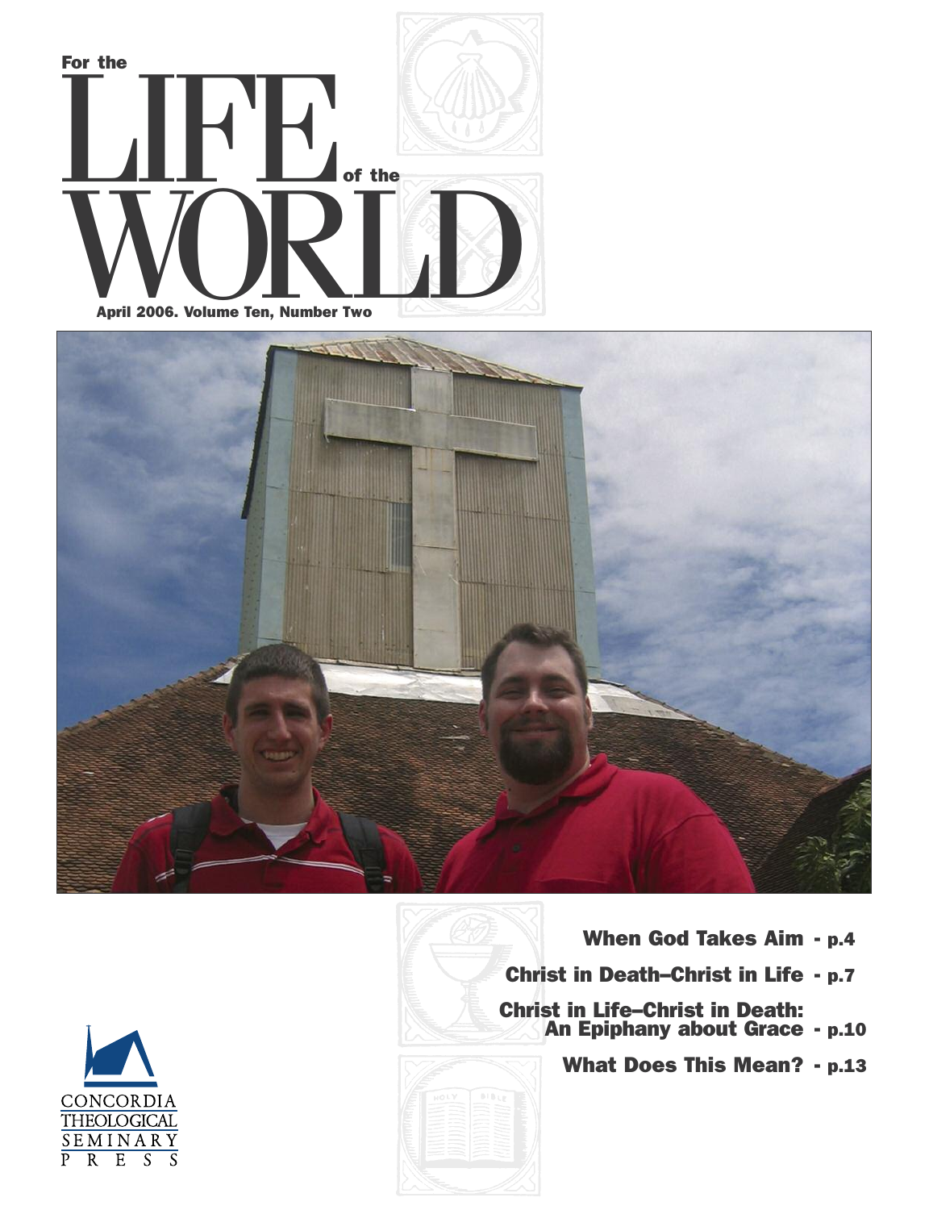# For the LIFE of the WORLD

April 2006. Volume Ten, Number Two

When God Takes Aim - p.4

Christ in Death–Christ in Life - p.7

Christ in Life–Christ in Death: An Epiphany about Grace - p.10

What Does This Mean? - p.13

CONCORDIA THEOLOGICAL SEMINARY PRESS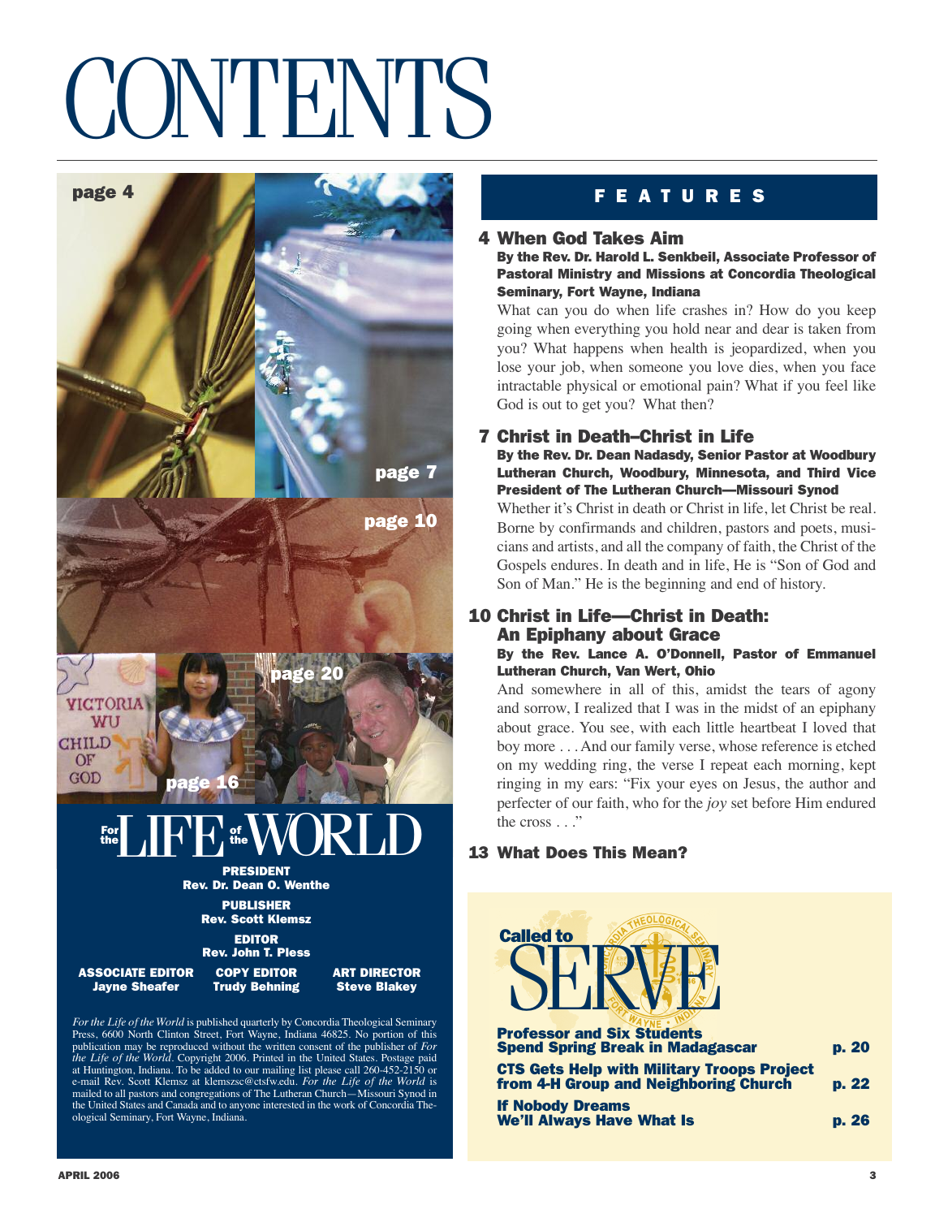# CONTENTS

## FEATURES

### 4 When God Takes Aim

**By the Rev. Dr. Harold L. Senkbeil, Associate Professor of Pastoral Ministry and Missions at Concordia Theological Seminary, Fort Wayne, Indiana**

What can you do when life crashes in? How do you keep going when everything you hold near and dear is taken from you? What happens when health is jeopardized, when you lose your job, when someone you love dies, when you face intractable physical or emotional pain? What if you feel like God is out to get you? What then?

### 7 Christ in Death–Christ in Life

**By the Rev. Dr. Dean Nadasdy, Senior Pastor at Woodbury Lutheran Church, Woodbury, Minnesota, and Third Vice President of The Lutheran Church—Missouri Synod**

Whether it's Christ in death or Christ in life, let Christ be real. Borne by confirmands and children, pastors and poets, musicians and artists, and all the company of faith, the Christ of the Gospels endures. In death and in life, He is "Son of God and Son of Man." He is the beginning and end of history.

### 10 Christ in Life—Christ in Death: An Epiphany about Grace

**By the Rev. Lance A. O'Donnell, Pastor of Emmanuel Lutheran Church, Van Wert, Ohio**

And somewhere in all of this, amidst the tears of agony and sorrow, I realized that I was in the midst of an epiphany about grace. You see, with each little heartbeat I loved that boy more . . . And our family verse, whose reference is etched on my wedding ring, the verse I repeat each morning, kept ringing in my ears: "Fix your eyes on Jesus, the author and perfecter of our faith, who for the *joy* set before Him endured the cross . . ."

### 13 What Does This Mean?

## Called to SERVE

| | |
|---|---|
| **Professor and Six Students Spend Spring Break in Madagascar** | **p. 20** |
| **CTS Gets Help with Military Troops Project from 4-H Group and Neighboring Church** | **p. 22** |
| **If Nobody Dreams We'll Always Have What Is** | **p. 26** |

page 4 · page 7 · page 10 · page 16 · page 20

## For the LIFE of the WORLD

**PRESIDENT**
**Rev. Dr. Dean O. Wenthe**

**PUBLISHER**
**Rev. Scott Klemsz**

**EDITOR**
**Rev. John T. Pless**

**ASSOCIATE EDITOR** **Jayne Sheafer**

**COPY EDITOR** **Trudy Behning**

**ART DIRECTOR** **Steve Blakey**

*For the Life of the World* is published quarterly by Concordia Theological Seminary Press, 6600 North Clinton Street, Fort Wayne, Indiana 46825. No portion of this publication may be reproduced without the written consent of the publisher of *For the Life of the World*. Copyright 2006. Printed in the United States. Postage paid at Huntington, Indiana. To be added to our mailing list please call 260-452-2150 or e-mail Rev. Scott Klemsz at klemszsc@ctsfw.edu. *For the Life of the World* is mailed to all pastors and congregations of The Lutheran Church—Missouri Synod in the United States and Canada and to anyone interested in the work of Concordia Theological Seminary, Fort Wayne, Indiana.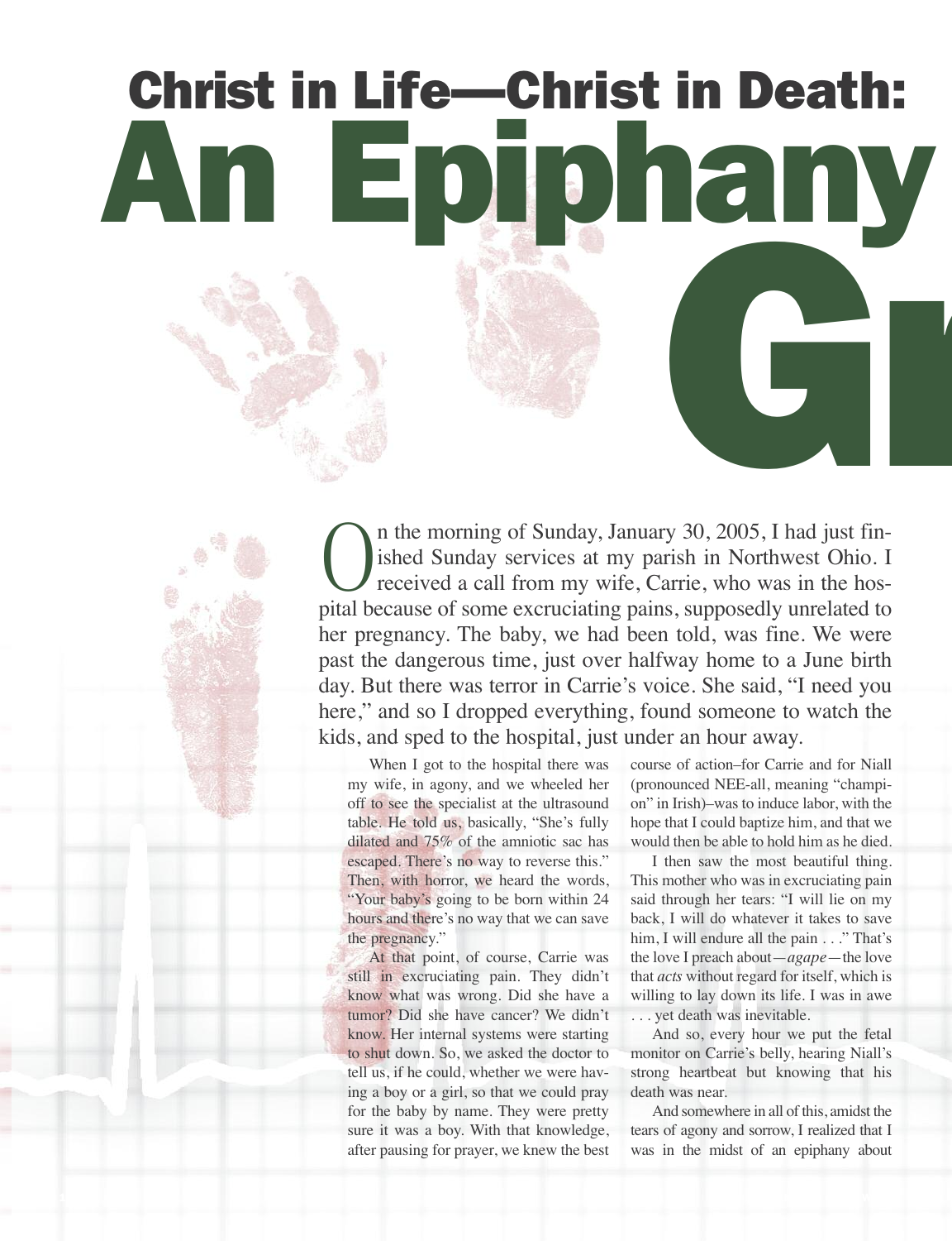# Christ in Life—Christ in Death:

# An Epiphany Gr

On the morning of Sunday, January 30, 2005, I had just finished Sunday services at my parish in Northwest Ohio. I received a call from my wife, Carrie, who was in the hospital because of some excruciating pains, supposedly unrelated to her pregnancy. The baby, we had been told, was fine. We were past the dangerous time, just over halfway home to a June birth day. But there was terror in Carrie's voice. She said, "I need you here," and so I dropped everything, found someone to watch the kids, and sped to the hospital, just under an hour away.

When I got to the hospital there was my wife, in agony, and we wheeled her off to see the specialist at the ultrasound table. He told us, basically, "She's fully dilated and 75% of the amniotic sac has escaped. There's no way to reverse this." Then, with horror, we heard the words, "Your baby's going to be born within 24 hours and there's no way that we can save the pregnancy."

At that point, of course, Carrie was still in excruciating pain. They didn't know what was wrong. Did she have a tumor? Did she have cancer? We didn't know. Her internal systems were starting to shut down. So, we asked the doctor to tell us, if he could, whether we were having a boy or a girl, so that we could pray for the baby by name. They were pretty sure it was a boy. With that knowledge, after pausing for prayer, we knew the best course of action–for Carrie and for Niall (pronounced NEE-all, meaning "champion" in Irish)–was to induce labor, with the hope that I could baptize him, and that we would then be able to hold him as he died.

I then saw the most beautiful thing. This mother who was in excruciating pain said through her tears: "I will lie on my back, I will do whatever it takes to save him, I will endure all the pain . . ." That's the love I preach about—*agape*—the love that *acts* without regard for itself, which is willing to lay down its life. I was in awe . . . yet death was inevitable.

And so, every hour we put the fetal monitor on Carrie's belly, hearing Niall's strong heartbeat but knowing that his death was near.

And somewhere in all of this, amidst the tears of agony and sorrow, I realized that I was in the midst of an epiphany about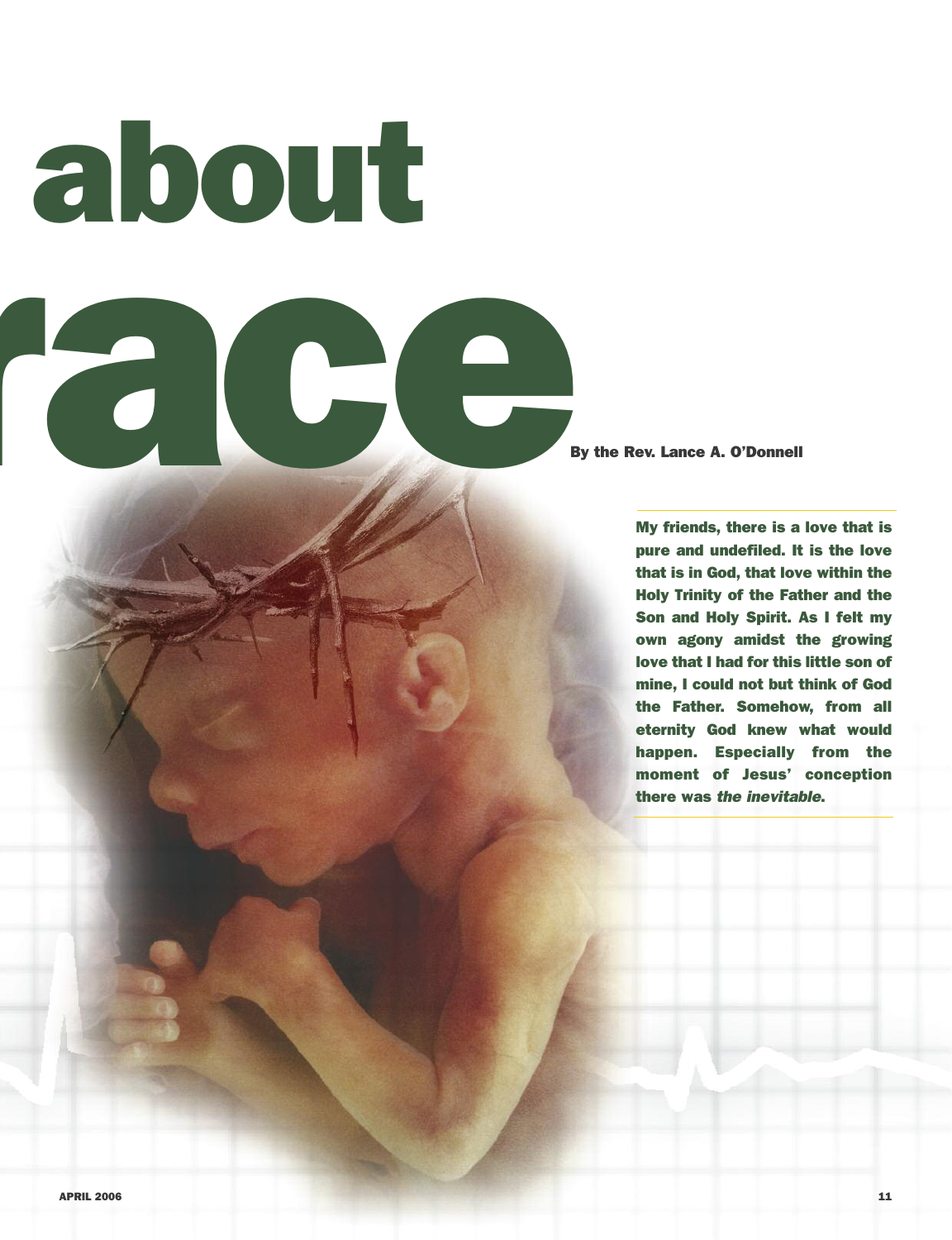# about race

By the Rev. Lance A. O'Donnell

**My friends, there is a love that is pure and undefiled. It is the love that is in God, that love within the Holy Trinity of the Father and the Son and Holy Spirit. As I felt my own agony amidst the growing love that I had for this little son of mine, I could not but think of God the Father. Somehow, from all eternity God knew what would happen. Especially from the moment of Jesus' conception there was *the inevitable*.**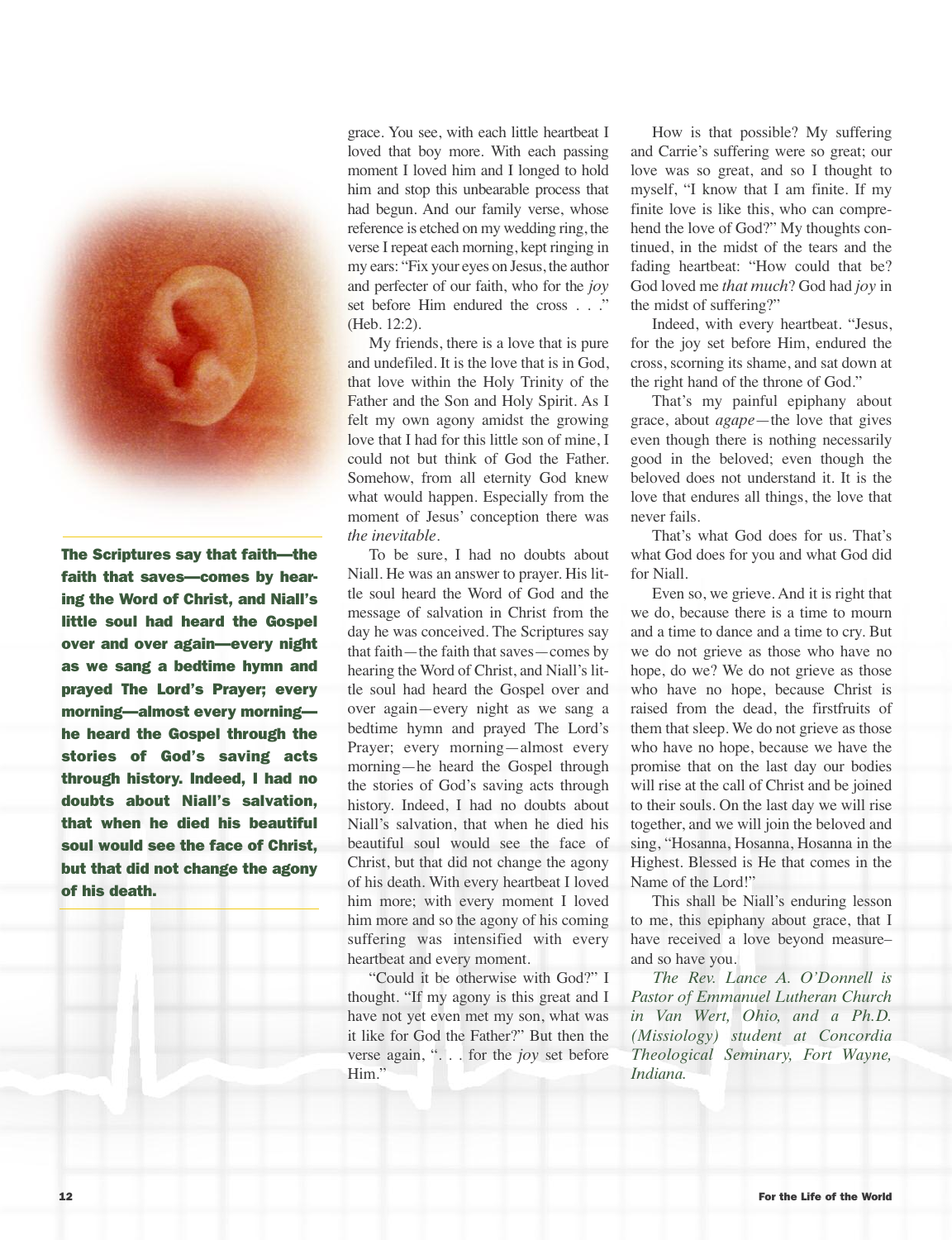**The Scriptures say that faith—the faith that saves—comes by hearing the Word of Christ, and Niall's little soul had heard the Gospel over and over again—every night as we sang a bedtime hymn and prayed The Lord's Prayer; every morning—almost every morning—he heard the Gospel through the stories of God's saving acts through history. Indeed, I had no doubts about Niall's salvation, that when he died his beautiful soul would see the face of Christ, but that did not change the agony of his death.**

grace. You see, with each little heartbeat I loved that boy more. With each passing moment I loved him and I longed to hold him and stop this unbearable process that had begun. And our family verse, whose reference is etched on my wedding ring, the verse I repeat each morning, kept ringing in my ears: "Fix your eyes on Jesus, the author and perfecter of our faith, who for the *joy* set before Him endured the cross . . ." (Heb. 12:2).

My friends, there is a love that is pure and undefiled. It is the love that is in God, that love within the Holy Trinity of the Father and the Son and Holy Spirit. As I felt my own agony amidst the growing love that I had for this little son of mine, I could not but think of God the Father. Somehow, from all eternity God knew what would happen. Especially from the moment of Jesus' conception there was *the inevitable*.

To be sure, I had no doubts about Niall. He was an answer to prayer. His little soul heard the Word of God and the message of salvation in Christ from the day he was conceived. The Scriptures say that faith—the faith that saves—comes by hearing the Word of Christ, and Niall's little soul had heard the Gospel over and over again—every night as we sang a bedtime hymn and prayed The Lord's Prayer; every morning—almost every morning—he heard the Gospel through the stories of God's saving acts through history. Indeed, I had no doubts about Niall's salvation, that when he died his beautiful soul would see the face of Christ, but that did not change the agony of his death. With every heartbeat I loved him more; with every moment I loved him more and so the agony of his coming suffering was intensified with every heartbeat and every moment.

"Could it be otherwise with God?" I thought. "If my agony is this great and I have not yet even met my son, what was it like for God the Father?" But then the verse again, ". . . for the *joy* set before Him."

How is that possible? My suffering and Carrie's suffering were so great; our love was so great, and so I thought to myself, "I know that I am finite. If my finite love is like this, who can comprehend the love of God?" My thoughts continued, in the midst of the tears and the fading heartbeat: "How could that be? God loved me *that much*? God had *joy* in the midst of suffering?"

Indeed, with every heartbeat. "Jesus, for the joy set before Him, endured the cross, scorning its shame, and sat down at the right hand of the throne of God."

That's my painful epiphany about grace, about *agape*—the love that gives even though there is nothing necessarily good in the beloved; even though the beloved does not understand it. It is the love that endures all things, the love that never fails.

That's what God does for us. That's what God does for you and what God did for Niall.

Even so, we grieve. And it is right that we do, because there is a time to mourn and a time to dance and a time to cry. But we do not grieve as those who have no hope, do we? We do not grieve as those who have no hope, because Christ is raised from the dead, the firstfruits of them that sleep. We do not grieve as those who have no hope, because we have the promise that on the last day our bodies will rise at the call of Christ and be joined to their souls. On the last day we will rise together, and we will join the beloved and sing, "Hosanna, Hosanna, Hosanna in the Highest. Blessed is He that comes in the Name of the Lord!"

This shall be Niall's enduring lesson to me, this epiphany about grace, that I have received a love beyond measure–and so have you.

*The Rev. Lance A. O'Donnell is Pastor of Emmanuel Lutheran Church in Van Wert, Ohio, and a Ph.D. (Missiology) student at Concordia Theological Seminary, Fort Wayne, Indiana.*